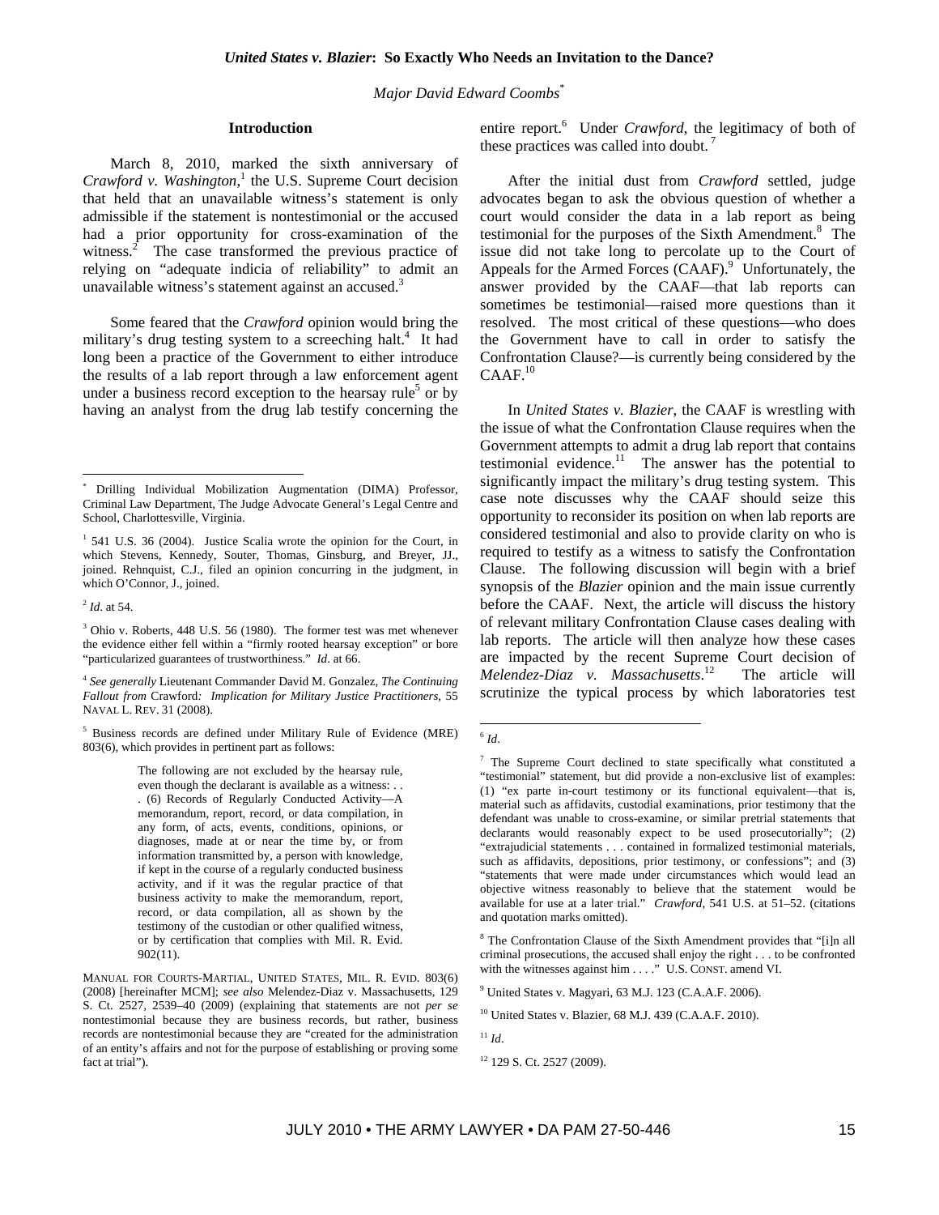# *United States v. Blazier*: So Exactly Who Needs an Invitation to the Dance?

*Major David Edward Coombs*[*]

## Introduction

March 8, 2010, marked the sixth anniversary of *Crawford v. Washington*,[1] the U.S. Supreme Court decision that held that an unavailable witness's statement is only admissible if the statement is nontestimonial or the accused had a prior opportunity for cross-examination of the witness.[2] The case transformed the previous practice of relying on "adequate indicia of reliability" to admit an unavailable witness's statement against an accused.[3]

Some feared that the *Crawford* opinion would bring the military's drug testing system to a screeching halt.[4] It had long been a practice of the Government to either introduce the results of a lab report through a law enforcement agent under a business record exception to the hearsay rule[5] or by having an analyst from the drug lab testify concerning the entire report.[6] Under *Crawford*, the legitimacy of both of these practices was called into doubt.[7]

After the initial dust from *Crawford* settled, judge advocates began to ask the obvious question of whether a court would consider the data in a lab report as being testimonial for the purposes of the Sixth Amendment.[8] The issue did not take long to percolate up to the Court of Appeals for the Armed Forces (CAAF).[9] Unfortunately, the answer provided by the CAAF—that lab reports can sometimes be testimonial—raised more questions than it resolved. The most critical of these questions—who does the Government have to call in order to satisfy the Confrontation Clause?—is currently being considered by the CAAF.[10]

In *United States v. Blazier*, the CAAF is wrestling with the issue of what the Confrontation Clause requires when the Government attempts to admit a drug lab report that contains testimonial evidence.[11] The answer has the potential to significantly impact the military's drug testing system. This case note discusses why the CAAF should seize this opportunity to reconsider its position on when lab reports are considered testimonial and also to provide clarity on who is required to testify as a witness to satisfy the Confrontation Clause. The following discussion will begin with a brief synopsis of the *Blazier* opinion and the main issue currently before the CAAF. Next, the article will discuss the history of relevant military Confrontation Clause cases dealing with lab reports. The article will then analyze how these cases are impacted by the recent Supreme Court decision of *Melendez-Diaz v. Massachusetts*.[12] The article will scrutinize the typical process by which laboratories test

---

[*] Drilling Individual Mobilization Augmentation (DIMA) Professor, Criminal Law Department, The Judge Advocate General's Legal Centre and School, Charlottesville, Virginia.

[1] 541 U.S. 36 (2004). Justice Scalia wrote the opinion for the Court, in which Stevens, Kennedy, Souter, Thomas, Ginsburg, and Breyer, JJ., joined. Rehnquist, C.J., filed an opinion concurring in the judgment, in which O'Connor, J., joined.

[2] *Id.* at 54.

[3] Ohio v. Roberts, 448 U.S. 56 (1980). The former test was met whenever the evidence either fell within a "firmly rooted hearsay exception" or bore "particularized guarantees of trustworthiness." *Id*. at 66.

[4] *See generally* Lieutenant Commander David M. Gonzalez, *The Continuing Fallout from* Crawford*: Implication for Military Justice Practitioners*, 55 NAVAL L. REV. 31 (2008).

[5] Business records are defined under Military Rule of Evidence (MRE) 803(6), which provides in pertinent part as follows:

> The following are not excluded by the hearsay rule, even though the declarant is available as a witness: . . . (6) Records of Regularly Conducted Activity—A memorandum, report, record, or data compilation, in any form, of acts, events, conditions, opinions, or diagnoses, made at or near the time by, or from information transmitted by, a person with knowledge, if kept in the course of a regularly conducted business activity, and if it was the regular practice of that business activity to make the memorandum, report, record, or data compilation, all as shown by the testimony of the custodian or other qualified witness, or by certification that complies with Mil. R. Evid. 902(11).

MANUAL FOR COURTS-MARTIAL, UNITED STATES, MIL. R. EVID. 803(6) (2008) [hereinafter MCM]; *see also* Melendez-Diaz v. Massachusetts, 129 S. Ct. 2527, 2539–40 (2009) (explaining that statements are not *per se* nontestimonial because they are business records, but rather, business records are nontestimonial because they are "created for the administration of an entity's affairs and not for the purpose of establishing or proving some fact at trial").

[6] *Id*.

[7] The Supreme Court declined to state specifically what constituted a "testimonial" statement, but did provide a non-exclusive list of examples: (1) "ex parte in-court testimony or its functional equivalent—that is, material such as affidavits, custodial examinations, prior testimony that the defendant was unable to cross-examine, or similar pretrial statements that declarants would reasonably expect to be used prosecutorially"; (2) "extrajudicial statements . . . contained in formalized testimonial materials, such as affidavits, depositions, prior testimony, or confessions"; and (3) "statements that were made under circumstances which would lead an objective witness reasonably to believe that the statement would be available for use at a later trial." *Crawford*, 541 U.S. at 51–52. (citations and quotation marks omitted).

[8] The Confrontation Clause of the Sixth Amendment provides that "[i]n all criminal prosecutions, the accused shall enjoy the right . . . to be confronted with the witnesses against him . . . ." U.S. CONST. amend VI.

[9] United States v. Magyari, 63 M.J. 123 (C.A.A.F. 2006).

[10] United States v. Blazier, 68 M.J. 439 (C.A.A.F. 2010).

[11] *Id*.

[12] 129 S. Ct. 2527 (2009).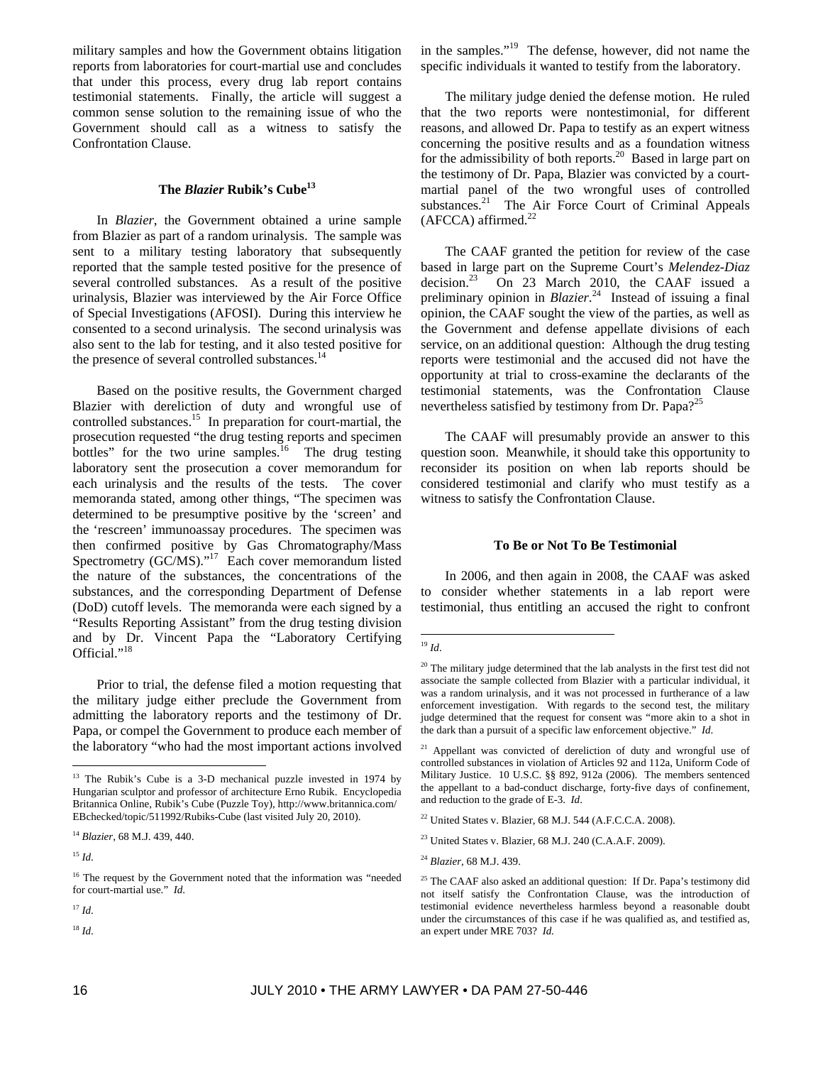military samples and how the Government obtains litigation reports from laboratories for court-martial use and concludes that under this process, every drug lab report contains testimonial statements. Finally, the article will suggest a common sense solution to the remaining issue of who the Government should call as a witness to satisfy the Confrontation Clause.

### The *Blazier* Rubik's Cube[13]

In *Blazier*, the Government obtained a urine sample from Blazier as part of a random urinalysis. The sample was sent to a military testing laboratory that subsequently reported that the sample tested positive for the presence of several controlled substances. As a result of the positive urinalysis, Blazier was interviewed by the Air Force Office of Special Investigations (AFOSI). During this interview he consented to a second urinalysis. The second urinalysis was also sent to the lab for testing, and it also tested positive for the presence of several controlled substances.[14]

Based on the positive results, the Government charged Blazier with dereliction of duty and wrongful use of controlled substances.[15] In preparation for court-martial, the prosecution requested "the drug testing reports and specimen bottles" for the two urine samples.[16] The drug testing laboratory sent the prosecution a cover memorandum for each urinalysis and the results of the tests. The cover memoranda stated, among other things, "The specimen was determined to be presumptive positive by the 'screen' and the 'rescreen' immunoassay procedures. The specimen was then confirmed positive by Gas Chromatography/Mass Spectrometry (GC/MS)."[17] Each cover memorandum listed the nature of the substances, the concentrations of the substances, and the corresponding Department of Defense (DoD) cutoff levels. The memoranda were each signed by a "Results Reporting Assistant" from the drug testing division and by Dr. Vincent Papa the "Laboratory Certifying Official."[18]

Prior to trial, the defense filed a motion requesting that the military judge either preclude the Government from admitting the laboratory reports and the testimony of Dr. Papa, or compel the Government to produce each member of the laboratory "who had the most important actions involved in the samples."[19] The defense, however, did not name the specific individuals it wanted to testify from the laboratory.

The military judge denied the defense motion. He ruled that the two reports were nontestimonial, for different reasons, and allowed Dr. Papa to testify as an expert witness concerning the positive results and as a foundation witness for the admissibility of both reports.[20] Based in large part on the testimony of Dr. Papa, Blazier was convicted by a court-martial panel of the two wrongful uses of controlled substances.[21] The Air Force Court of Criminal Appeals (AFCCA) affirmed.[22]

The CAAF granted the petition for review of the case based in large part on the Supreme Court's *Melendez-Diaz* decision.[23] On 23 March 2010, the CAAF issued a preliminary opinion in *Blazier*.[24] Instead of issuing a final opinion, the CAAF sought the view of the parties, as well as the Government and defense appellate divisions of each service, on an additional question: Although the drug testing reports were testimonial and the accused did not have the opportunity at trial to cross-examine the declarants of the testimonial statements, was the Confrontation Clause nevertheless satisfied by testimony from Dr. Papa?[25]

The CAAF will presumably provide an answer to this question soon. Meanwhile, it should take this opportunity to reconsider its position on when lab reports should be considered testimonial and clarify who must testify as a witness to satisfy the Confrontation Clause.

### To Be or Not To Be Testimonial

In 2006, and then again in 2008, the CAAF was asked to consider whether statements in a lab report were testimonial, thus entitling an accused the right to confront

---

[13] The Rubik's Cube is a 3-D mechanical puzzle invested in 1974 by Hungarian sculptor and professor of architecture Erno Rubik. Encyclopedia Britannica Online, Rubik's Cube (Puzzle Toy), http://www.britannica.com/EBchecked/topic/511992/Rubiks-Cube (last visited July 20, 2010).

[14] *Blazier*, 68 M.J. 439, 440.

[15] *Id*.

[16] The request by the Government noted that the information was "needed for court-martial use." *Id*.

[17] *Id*.

[18] *Id*.

[19] *Id*.

[20] The military judge determined that the lab analysts in the first test did not associate the sample collected from Blazier with a particular individual, it was a random urinalysis, and it was not processed in furtherance of a law enforcement investigation. With regards to the second test, the military judge determined that the request for consent was "more akin to a shot in the dark than a pursuit of a specific law enforcement objective." *Id*.

[21] Appellant was convicted of dereliction of duty and wrongful use of controlled substances in violation of Articles 92 and 112a, Uniform Code of Military Justice. 10 U.S.C. §§ 892, 912a (2006). The members sentenced the appellant to a bad-conduct discharge, forty-five days of confinement, and reduction to the grade of E-3. *Id*.

[22] United States v. Blazier, 68 M.J. 544 (A.F.C.C.A. 2008).

[23] United States v. Blazier, 68 M.J. 240 (C.A.A.F. 2009).

[24] *Blazier*, 68 M.J. 439.

[25] The CAAF also asked an additional question: If Dr. Papa's testimony did not itself satisfy the Confrontation Clause, was the introduction of testimonial evidence nevertheless harmless beyond a reasonable doubt under the circumstances of this case if he was qualified as, and testified as, an expert under MRE 703? *Id.*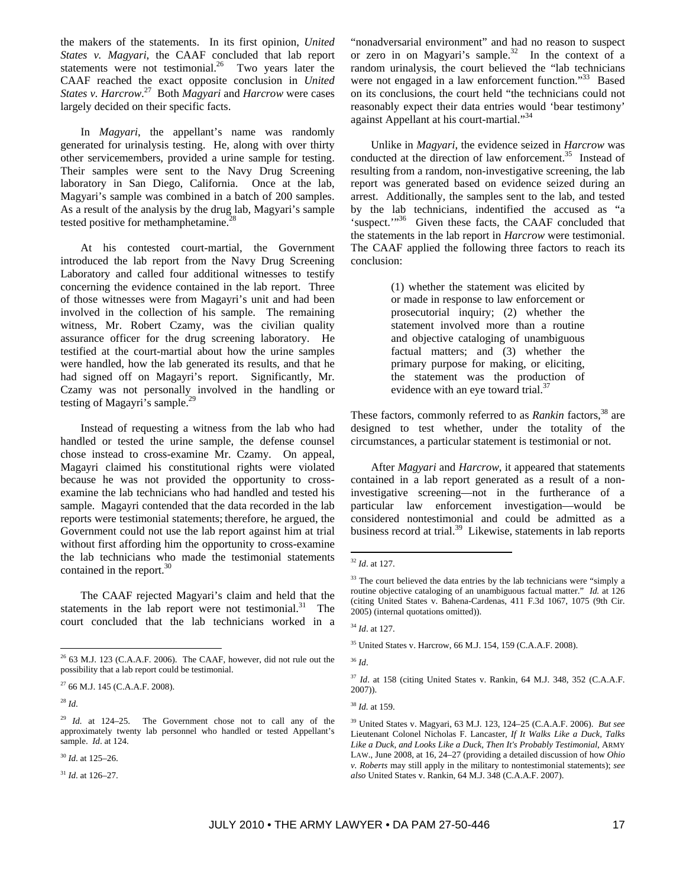the makers of the statements. In its first opinion, *United States v. Magyari*, the CAAF concluded that lab report statements were not testimonial.[26] Two years later the CAAF reached the exact opposite conclusion in *United States v. Harcrow*.[27] Both *Magyari* and *Harcrow* were cases largely decided on their specific facts.

In *Magyari*, the appellant's name was randomly generated for urinalysis testing. He, along with over thirty other servicemembers, provided a urine sample for testing. Their samples were sent to the Navy Drug Screening laboratory in San Diego, California. Once at the lab, Magyari's sample was combined in a batch of 200 samples. As a result of the analysis by the drug lab, Magyari's sample tested positive for methamphetamine.[28]

At his contested court-martial, the Government introduced the lab report from the Navy Drug Screening Laboratory and called four additional witnesses to testify concerning the evidence contained in the lab report. Three of those witnesses were from Magayri's unit and had been involved in the collection of his sample. The remaining witness, Mr. Robert Czamy, was the civilian quality assurance officer for the drug screening laboratory. He testified at the court-martial about how the urine samples were handled, how the lab generated its results, and that he had signed off on Magayri's report. Significantly, Mr. Czamy was not personally involved in the handling or testing of Magayri's sample.[29]

Instead of requesting a witness from the lab who had handled or tested the urine sample, the defense counsel chose instead to cross-examine Mr. Czamy. On appeal, Magayri claimed his constitutional rights were violated because he was not provided the opportunity to cross-examine the lab technicians who had handled and tested his sample. Magayri contended that the data recorded in the lab reports were testimonial statements; therefore, he argued, the Government could not use the lab report against him at trial without first affording him the opportunity to cross-examine the lab technicians who made the testimonial statements contained in the report.[30]

The CAAF rejected Magyari's claim and held that the statements in the lab report were not testimonial.[31] The court concluded that the lab technicians worked in a "nonadversarial environment" and had no reason to suspect or zero in on Magyari's sample.[32] In the context of a random urinalysis, the court believed the "lab technicians were not engaged in a law enforcement function."[33] Based on its conclusions, the court held "the technicians could not reasonably expect their data entries would 'bear testimony' against Appellant at his court-martial."[34]

Unlike in *Magyari*, the evidence seized in *Harcrow* was conducted at the direction of law enforcement.[35] Instead of resulting from a random, non-investigative screening, the lab report was generated based on evidence seized during an arrest. Additionally, the samples sent to the lab, and tested by the lab technicians, indentified the accused as "a 'suspect.'"[36] Given these facts, the CAAF concluded that the statements in the lab report in *Harcrow* were testimonial. The CAAF applied the following three factors to reach its conclusion:

> (1) whether the statement was elicited by or made in response to law enforcement or prosecutorial inquiry; (2) whether the statement involved more than a routine and objective cataloging of unambiguous factual matters; and (3) whether the primary purpose for making, or eliciting, the statement was the production of evidence with an eye toward trial.[37]

These factors, commonly referred to as *Rankin* factors,[38] are designed to test whether, under the totality of the circumstances, a particular statement is testimonial or not.

After *Magyari* and *Harcrow*, it appeared that statements contained in a lab report generated as a result of a non-investigative screening—not in the furtherance of a particular law enforcement investigation—would be considered nontestimonial and could be admitted as a business record at trial.[39] Likewise, statements in lab reports

---

[26] 63 M.J. 123 (C.A.A.F. 2006). The CAAF, however, did not rule out the possibility that a lab report could be testimonial.

[27] 66 M.J. 145 (C.A.A.F. 2008).

[28] *Id.*

[29] *Id.* at 124–25. The Government chose not to call any of the approximately twenty lab personnel who handled or tested Appellant's sample. *Id*. at 124.

[30] *Id*. at 125–26.

[31] *Id*. at 126–27.

[32] *Id*. at 127.

[33] The court believed the data entries by the lab technicians were "simply a routine objective cataloging of an unambiguous factual matter." *Id.* at 126 (citing United States v. Bahena-Cardenas, 411 F.3d 1067, 1075 (9th Cir. 2005) (internal quotations omitted)).

[34] *Id*. at 127.

[35] United States v. Harcrow, 66 M.J. 154, 159 (C.A.A.F. 2008).

[36] *Id*.

[37] *Id*. at 158 (citing United States v. Rankin, 64 M.J. 348, 352 (C.A.A.F. 2007)).

[38] *Id.* at 159.

[39] United States v. Magyari, 63 M.J. 123, 124–25 (C.A.A.F. 2006). *But see* Lieutenant Colonel Nicholas F. Lancaster, *If It Walks Like a Duck, Talks Like a Duck, and Looks Like a Duck, Then It's Probably Testimonial*, ARMY LAW., June 2008, at 16, 24–27 (providing a detailed discussion of how *Ohio v. Roberts* may still apply in the military to nontestimonial statements); *see also* United States v. Rankin, 64 M.J. 348 (C.A.A.F. 2007).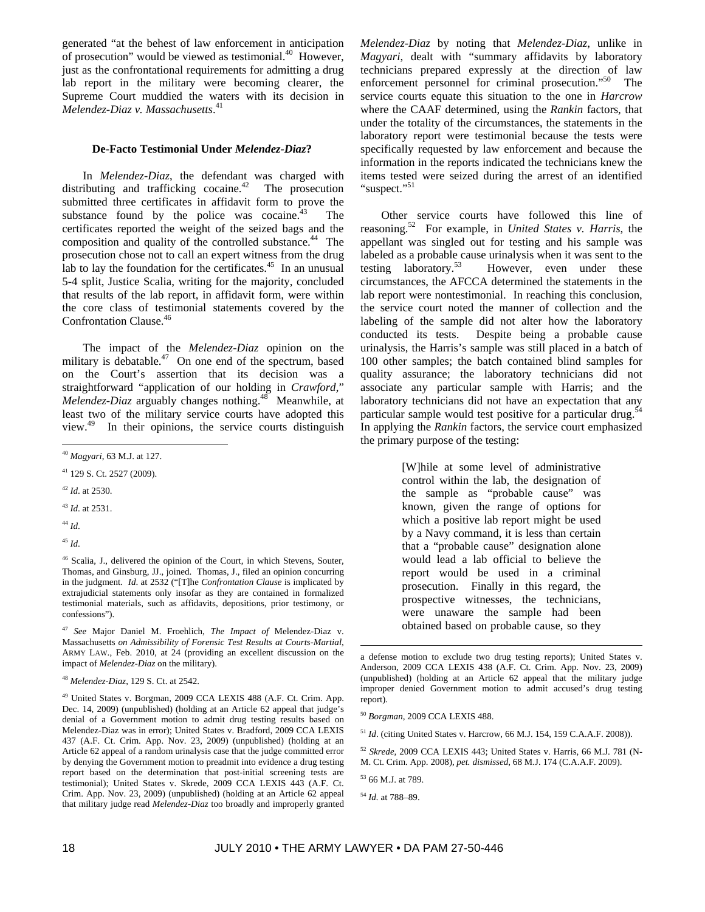generated "at the behest of law enforcement in anticipation of prosecution" would be viewed as testimonial.[40] However, just as the confrontational requirements for admitting a drug lab report in the military were becoming clearer, the Supreme Court muddied the waters with its decision in *Melendez-Diaz v. Massachusetts*.[41]

### De-Facto Testimonial Under *Melendez-Diaz*?

In *Melendez-Diaz*, the defendant was charged with distributing and trafficking cocaine.[42] The prosecution submitted three certificates in affidavit form to prove the substance found by the police was cocaine.[43] The certificates reported the weight of the seized bags and the composition and quality of the controlled substance.[44] The prosecution chose not to call an expert witness from the drug lab to lay the foundation for the certificates.[45] In an unusual 5-4 split, Justice Scalia, writing for the majority, concluded that results of the lab report, in affidavit form, were within the core class of testimonial statements covered by the Confrontation Clause.[46]

The impact of the *Melendez-Diaz* opinion on the military is debatable.[47] On one end of the spectrum, based on the Court's assertion that its decision was a straightforward "application of our holding in *Crawford*," *Melendez-Diaz* arguably changes nothing.[48] Meanwhile, at least two of the military service courts have adopted this view.[49] In their opinions, the service courts distinguish *Melendez-Diaz* by noting that *Melendez-Diaz*, unlike in *Magyari*, dealt with "summary affidavits by laboratory technicians prepared expressly at the direction of law enforcement personnel for criminal prosecution."[50] The service courts equate this situation to the one in *Harcrow* where the CAAF determined, using the *Rankin* factors, that under the totality of the circumstances, the statements in the laboratory report were testimonial because the tests were specifically requested by law enforcement and because the information in the reports indicated the technicians knew the items tested were seized during the arrest of an identified "suspect."[51]

Other service courts have followed this line of reasoning.[52] For example, in *United States v. Harris*, the appellant was singled out for testing and his sample was labeled as a probable cause urinalysis when it was sent to the testing laboratory.[53] However, even under these circumstances, the AFCCA determined the statements in the lab report were nontestimonial. In reaching this conclusion, the service court noted the manner of collection and the labeling of the sample did not alter how the laboratory conducted its tests. Despite being a probable cause urinalysis, the Harris's sample was still placed in a batch of 100 other samples; the batch contained blind samples for quality assurance; the laboratory technicians did not associate any particular sample with Harris; and the laboratory technicians did not have an expectation that any particular sample would test positive for a particular drug.[54] In applying the *Rankin* factors, the service court emphasized the primary purpose of the testing:

> [W]hile at some level of administrative control within the lab, the designation of the sample as "probable cause" was known, given the range of options for which a positive lab report might be used by a Navy command, it is less than certain that a "probable cause" designation alone would lead a lab official to believe the report would be used in a criminal prosecution. Finally in this regard, the prospective witnesses, the technicians, were unaware the sample had been obtained based on probable cause, so they

---

[40] *Magyari*, 63 M.J. at 127.

[41] 129 S. Ct. 2527 (2009).

[42] *Id*. at 2530.

[43] *Id*. at 2531.

[44] *Id*.

[45] *Id*.

[46] Scalia, J., delivered the opinion of the Court, in which Stevens, Souter, Thomas, and Ginsburg, JJ., joined. Thomas, J., filed an opinion concurring in the judgment. *Id*. at 2532 ("[T]he *Confrontation Clause* is implicated by extrajudicial statements only insofar as they are contained in formalized testimonial materials, such as affidavits, depositions, prior testimony, or confessions").

[47] *See* Major Daniel M. Froehlich, *The Impact of* Melendez-Diaz v. Massachusetts *on Admissibility of Forensic Test Results at Courts-Martial*, ARMY LAW., Feb. 2010, at 24 (providing an excellent discussion on the impact of *Melendez-Diaz* on the military).

[48] *Melendez-Diaz*, 129 S. Ct. at 2542.

[49] United States v. Borgman, 2009 CCA LEXIS 488 (A.F. Ct. Crim. App. Dec. 14, 2009) (unpublished) (holding at an Article 62 appeal that judge's denial of a Government motion to admit drug testing results based on Melendez-Diaz was in error); United States v. Bradford, 2009 CCA LEXIS 437 (A.F. Ct. Crim. App. Nov. 23, 2009) (unpublished) (holding at an Article 62 appeal of a random urinalysis case that the judge committed error by denying the Government motion to preadmit into evidence a drug testing report based on the determination that post-initial screening tests are testimonial); United States v. Skrede, 2009 CCA LEXIS 443 (A.F. Ct. Crim. App. Nov. 23, 2009) (unpublished) (holding at an Article 62 appeal that military judge read *Melendez-Diaz* too broadly and improperly granted a defense motion to exclude two drug testing reports); United States v. Anderson, 2009 CCA LEXIS 438 (A.F. Ct. Crim. App. Nov. 23, 2009) (unpublished) (holding at an Article 62 appeal that the military judge improper denied Government motion to admit accused's drug testing report).

[50] *Borgman*, 2009 CCA LEXIS 488.

[51] *Id*. (citing United States v. Harcrow, 66 M.J. 154, 159 C.A.A.F. 2008)).

[52] *Skrede*, 2009 CCA LEXIS 443; United States v. Harris, 66 M.J. 781 (N-M. Ct. Crim. App. 2008), *pet. dismissed*, 68 M.J. 174 (C.A.A.F. 2009).

[53] 66 M.J. at 789.

[54] *Id*. at 788–89.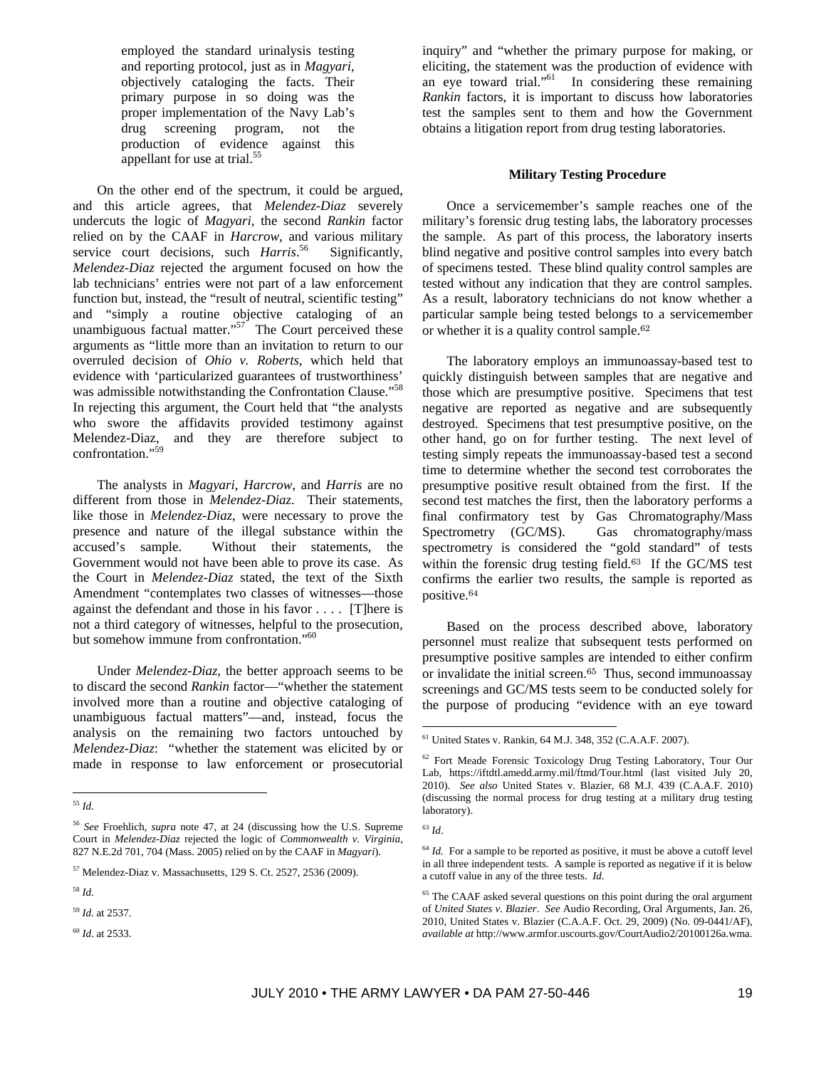> employed the standard urinalysis testing and reporting protocol, just as in *Magyari*, objectively cataloging the facts. Their primary purpose in so doing was the proper implementation of the Navy Lab's drug screening program, not the production of evidence against this appellant for use at trial.[55]

On the other end of the spectrum, it could be argued, and this article agrees, that *Melendez-Diaz* severely undercuts the logic of *Magyari*, the second *Rankin* factor relied on by the CAAF in *Harcrow*, and various military service court decisions, such *Harris*.[56] Significantly, *Melendez-Diaz* rejected the argument focused on how the lab technicians' entries were not part of a law enforcement function but, instead, the "result of neutral, scientific testing" and "simply a routine objective cataloging of an unambiguous factual matter."[57] The Court perceived these arguments as "little more than an invitation to return to our overruled decision of *Ohio v. Roberts*, which held that evidence with 'particularized guarantees of trustworthiness' was admissible notwithstanding the Confrontation Clause."[58] In rejecting this argument, the Court held that "the analysts who swore the affidavits provided testimony against Melendez-Diaz, and they are therefore subject to confrontation."[59]

The analysts in *Magyari*, *Harcrow*, and *Harris* are no different from those in *Melendez-Diaz*. Their statements, like those in *Melendez-Diaz*, were necessary to prove the presence and nature of the illegal substance within the accused's sample. Without their statements, the Government would not have been able to prove its case. As the Court in *Melendez-Diaz* stated, the text of the Sixth Amendment "contemplates two classes of witnesses—those against the defendant and those in his favor . . . . [T]here is not a third category of witnesses, helpful to the prosecution, but somehow immune from confrontation."[60]

Under *Melendez-Diaz*, the better approach seems to be to discard the second *Rankin* factor—"whether the statement involved more than a routine and objective cataloging of unambiguous factual matters"—and, instead, focus the analysis on the remaining two factors untouched by *Melendez-Diaz*: "whether the statement was elicited by or made in response to law enforcement or prosecutorial inquiry" and "whether the primary purpose for making, or eliciting, the statement was the production of evidence with an eye toward trial."[61] In considering these remaining *Rankin* factors, it is important to discuss how laboratories test the samples sent to them and how the Government obtains a litigation report from drug testing laboratories.

### Military Testing Procedure

Once a servicemember's sample reaches one of the military's forensic drug testing labs, the laboratory processes the sample. As part of this process, the laboratory inserts blind negative and positive control samples into every batch of specimens tested. These blind quality control samples are tested without any indication that they are control samples. As a result, laboratory technicians do not know whether a particular sample being tested belongs to a servicemember or whether it is a quality control sample.[62]

The laboratory employs an immunoassay-based test to quickly distinguish between samples that are negative and those which are presumptive positive. Specimens that test negative are reported as negative and are subsequently destroyed. Specimens that test presumptive positive, on the other hand, go on for further testing. The next level of testing simply repeats the immunoassay-based test a second time to determine whether the second test corroborates the presumptive positive result obtained from the first. If the second test matches the first, then the laboratory performs a final confirmatory test by Gas Chromatography/Mass Spectrometry (GC/MS). Gas chromatography/mass spectrometry is considered the "gold standard" of tests within the forensic drug testing field.[63] If the GC/MS test confirms the earlier two results, the sample is reported as positive.[64]

Based on the process described above, laboratory personnel must realize that subsequent tests performed on presumptive positive samples are intended to either confirm or invalidate the initial screen.[65] Thus, second immunoassay screenings and GC/MS tests seem to be conducted solely for the purpose of producing "evidence with an eye toward

---

[55] *Id*.

[56] *See* Froehlich, *supra* note 47, at 24 (discussing how the U.S. Supreme Court in *Melendez-Diaz* rejected the logic of *Commonwealth v. Virginia*, 827 N.E.2d 701, 704 (Mass. 2005) relied on by the CAAF in *Magyari*).

[57] Melendez-Diaz v. Massachusetts, 129 S. Ct. 2527, 2536 (2009).

[58] *Id*.

[59] *Id*. at 2537.

[60] *Id*. at 2533.

[61] United States v. Rankin, 64 M.J. 348, 352 (C.A.A.F. 2007).

[62] Fort Meade Forensic Toxicology Drug Testing Laboratory, Tour Our Lab, https://iftdtl.amedd.army.mil/ftmd/Tour.html (last visited July 20, 2010). *See also* United States v. Blazier, 68 M.J. 439 (C.A.A.F. 2010) (discussing the normal process for drug testing at a military drug testing laboratory).

[63] *Id*.

[64] *Id.* For a sample to be reported as positive, it must be above a cutoff level in all three independent tests. A sample is reported as negative if it is below a cutoff value in any of the three tests. *Id*.

[65] The CAAF asked several questions on this point during the oral argument of *United States v. Blazier*. *See* Audio Recording, Oral Arguments, Jan. 26, 2010, United States v. Blazier (C.A.A.F. Oct. 29, 2009) (No. 09-0441/AF), *available at* http://www.armfor.uscourts.gov/CourtAudio2/20100126a.wma.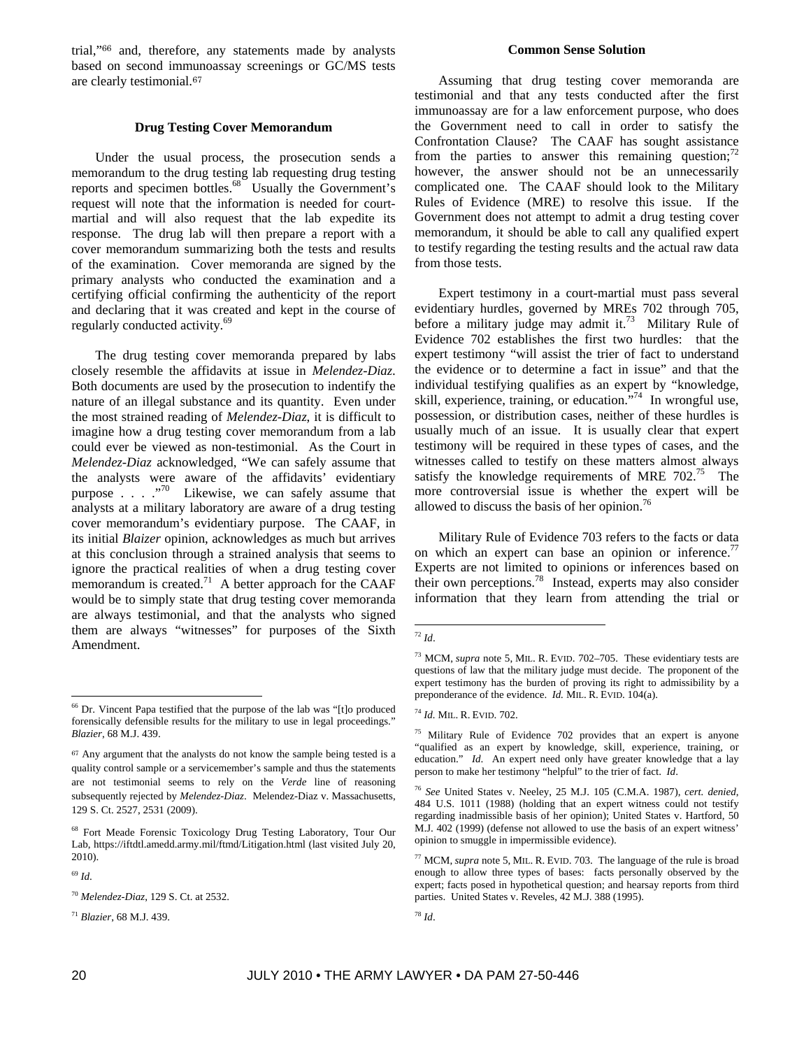trial,"[66] and, therefore, any statements made by analysts based on second immunoassay screenings or GC/MS tests are clearly testimonial.[67]

**Drug Testing Cover Memorandum**

Under the usual process, the prosecution sends a memorandum to the drug testing lab requesting drug testing reports and specimen bottles.[68] Usually the Government's request will note that the information is needed for court-martial and will also request that the lab expedite its response. The drug lab will then prepare a report with a cover memorandum summarizing both the tests and results of the examination. Cover memoranda are signed by the primary analysts who conducted the examination and a certifying official confirming the authenticity of the report and declaring that it was created and kept in the course of regularly conducted activity.[69]

The drug testing cover memoranda prepared by labs closely resemble the affidavits at issue in *Melendez-Diaz*. Both documents are used by the prosecution to indentify the nature of an illegal substance and its quantity. Even under the most strained reading of *Melendez-Diaz*, it is difficult to imagine how a drug testing cover memorandum from a lab could ever be viewed as non-testimonial. As the Court in *Melendez-Diaz* acknowledged, "We can safely assume that the analysts were aware of the affidavits' evidentiary purpose . . . ."[70] Likewise, we can safely assume that analysts at a military laboratory are aware of a drug testing cover memorandum's evidentiary purpose. The CAAF, in its initial *Blaizer* opinion, acknowledges as much but arrives at this conclusion through a strained analysis that seems to ignore the practical realities of when a drug testing cover memorandum is created.[71] A better approach for the CAAF would be to simply state that drug testing cover memoranda are always testimonial, and that the analysts who signed them are always "witnesses" for purposes of the Sixth Amendment.

**Common Sense Solution**

Assuming that drug testing cover memoranda are testimonial and that any tests conducted after the first immunoassay are for a law enforcement purpose, who does the Government need to call in order to satisfy the Confrontation Clause? The CAAF has sought assistance from the parties to answer this remaining question;[72] however, the answer should not be an unnecessarily complicated one. The CAAF should look to the Military Rules of Evidence (MRE) to resolve this issue. If the Government does not attempt to admit a drug testing cover memorandum, it should be able to call any qualified expert to testify regarding the testing results and the actual raw data from those tests.

Expert testimony in a court-martial must pass several evidentiary hurdles, governed by MREs 702 through 705, before a military judge may admit it.[73] Military Rule of Evidence 702 establishes the first two hurdles: that the expert testimony "will assist the trier of fact to understand the evidence or to determine a fact in issue" and that the individual testifying qualifies as an expert by "knowledge, skill, experience, training, or education."[74] In wrongful use, possession, or distribution cases, neither of these hurdles is usually much of an issue. It is usually clear that expert testimony will be required in these types of cases, and the witnesses called to testify on these matters almost always satisfy the knowledge requirements of MRE 702.[75] The more controversial issue is whether the expert will be allowed to discuss the basis of her opinion.[76]

Military Rule of Evidence 703 refers to the facts or data on which an expert can base an opinion or inference.[77] Experts are not limited to opinions or inferences based on their own perceptions.[78] Instead, experts may also consider information that they learn from attending the trial or

---

[66] Dr. Vincent Papa testified that the purpose of the lab was "[t]o produced forensically defensible results for the military to use in legal proceedings." *Blazier*, 68 M.J. 439.

[67] Any argument that the analysts do not know the sample being tested is a quality control sample or a servicemember's sample and thus the statements are not testimonial seems to rely on the *Verde* line of reasoning subsequently rejected by *Melendez-Diaz*. Melendez-Diaz v. Massachusetts, 129 S. Ct. 2527, 2531 (2009).

[68] Fort Meade Forensic Toxicology Drug Testing Laboratory, Tour Our Lab, https://iftdtl.amedd.army.mil/ftmd/Litigation.html (last visited July 20, 2010).

[69] *Id*.

[70] *Melendez-Diaz*, 129 S. Ct. at 2532.

[71] *Blazier*, 68 M.J. 439.

[72] *Id*.

[73] MCM, *supra* note 5, MIL. R. EVID. 702–705. These evidentiary tests are questions of law that the military judge must decide. The proponent of the expert testimony has the burden of proving its right to admissibility by a preponderance of the evidence. *Id.* MIL. R. EVID. 104(a).

[74] *Id.* MIL. R. EVID. 702.

[75] Military Rule of Evidence 702 provides that an expert is anyone "qualified as an expert by knowledge, skill, experience, training, or education." *Id*. An expert need only have greater knowledge that a lay person to make her testimony "helpful" to the trier of fact. *Id*.

[76] *See* United States v. Neeley, 25 M.J. 105 (C.M.A. 1987), *cert. denied*, 484 U.S. 1011 (1988) (holding that an expert witness could not testify regarding inadmissible basis of her opinion); United States v. Hartford, 50 M.J. 402 (1999) (defense not allowed to use the basis of an expert witness' opinion to smuggle in impermissible evidence).

[77] MCM, *supra* note 5, MIL. R. EVID. 703. The language of the rule is broad enough to allow three types of bases: facts personally observed by the expert; facts posed in hypothetical question; and hearsay reports from third parties. United States v. Reveles, 42 M.J. 388 (1995).

[78] *Id*.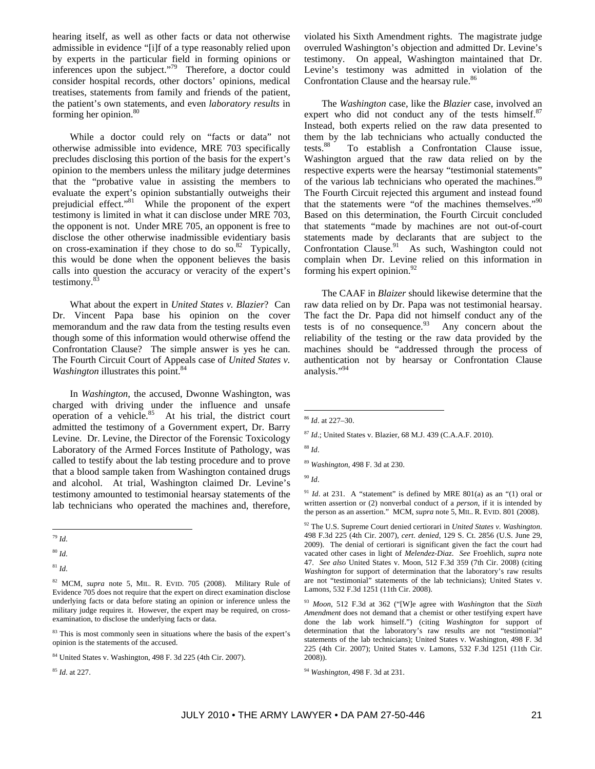hearing itself, as well as other facts or data not otherwise admissible in evidence "[i]f of a type reasonably relied upon by experts in the particular field in forming opinions or inferences upon the subject."[79] Therefore, a doctor could consider hospital records, other doctors' opinions, medical treatises, statements from family and friends of the patient, the patient's own statements, and even *laboratory results* in forming her opinion.[80]

While a doctor could rely on "facts or data" not otherwise admissible into evidence, MRE 703 specifically precludes disclosing this portion of the basis for the expert's opinion to the members unless the military judge determines that the "probative value in assisting the members to evaluate the expert's opinion substantially outweighs their prejudicial effect."[81] While the proponent of the expert testimony is limited in what it can disclose under MRE 703, the opponent is not. Under MRE 705, an opponent is free to disclose the other otherwise inadmissible evidentiary basis on cross-examination if they chose to do so.[82] Typically, this would be done when the opponent believes the basis calls into question the accuracy or veracity of the expert's testimony.[83]

What about the expert in *United States v. Blazier*? Can Dr. Vincent Papa base his opinion on the cover memorandum and the raw data from the testing results even though some of this information would otherwise offend the Confrontation Clause? The simple answer is yes he can. The Fourth Circuit Court of Appeals case of *United States v. Washington* illustrates this point.[84]

In *Washington*, the accused, Dwonne Washington, was charged with driving under the influence and unsafe operation of a vehicle.[85] At his trial, the district court admitted the testimony of a Government expert, Dr. Barry Levine. Dr. Levine, the Director of the Forensic Toxicology Laboratory of the Armed Forces Institute of Pathology, was called to testify about the lab testing procedure and to prove that a blood sample taken from Washington contained drugs and alcohol. At trial, Washington claimed Dr. Levine's testimony amounted to testimonial hearsay statements of the lab technicians who operated the machines and, therefore, violated his Sixth Amendment rights. The magistrate judge overruled Washington's objection and admitted Dr. Levine's testimony. On appeal, Washington maintained that Dr. Levine's testimony was admitted in violation of the Confrontation Clause and the hearsay rule.[86]

The *Washington* case, like the *Blazier* case, involved an expert who did not conduct any of the tests himself.[87] Instead, both experts relied on the raw data presented to them by the lab technicians who actually conducted the tests.[88] To establish a Confrontation Clause issue, Washington argued that the raw data relied on by the respective experts were the hearsay "testimonial statements" of the various lab technicians who operated the machines.[89] The Fourth Circuit rejected this argument and instead found that the statements were "of the machines themselves."[90] Based on this determination, the Fourth Circuit concluded that statements "made by machines are not out-of-court statements made by declarants that are subject to the Confrontation Clause.[91] As such, Washington could not complain when Dr. Levine relied on this information in forming his expert opinion.[92]

The CAAF in *Blaizer* should likewise determine that the raw data relied on by Dr. Papa was not testimonial hearsay. The fact the Dr. Papa did not himself conduct any of the tests is of no consequence.[93] Any concern about the reliability of the testing or the raw data provided by the machines should be "addressed through the process of authentication not by hearsay or Confrontation Clause analysis."[94]

---

[79] *Id.*

[80] *Id.*

[81] *Id.*

[82] MCM, *supra* note 5, MIL. R. EVID. 705 (2008). Military Rule of Evidence 705 does not require that the expert on direct examination disclose underlying facts or data before stating an opinion or inference unless the military judge requires it. However, the expert may be required, on cross-examination, to disclose the underlying facts or data.

[83] This is most commonly seen in situations where the basis of the expert's opinion is the statements of the accused.

[84] United States v. Washington, 498 F. 3d 225 (4th Cir. 2007).

[85] *Id.* at 227.

[86] *Id.* at 227–30.

[87] *Id.*; United States v. Blazier, 68 M.J. 439 (C.A.A.F. 2010).

[88] *Id.*

[89] *Washington*, 498 F. 3d at 230.

[90] *Id*.

[91] *Id*. at 231. A "statement" is defined by MRE 801(a) as an "(1) oral or written assertion or (2) nonverbal conduct of a *person*, if it is intended by the person as an assertion." MCM, *supra* note 5, MIL. R. EVID. 801 (2008).

[92] The U.S. Supreme Court denied certiorari in *United States v. Washington*. 498 F.3d 225 (4th Cir. 2007), *cert. denied*, 129 S. Ct. 2856 (U.S. June 29, 2009). The denial of certiorari is significant given the fact the court had vacated other cases in light of *Melendez-Diaz*. *See* Froehlich, *supra* note 47. *See also* United States v. Moon, 512 F.3d 359 (7th Cir. 2008) (citing *Washington* for support of determination that the laboratory's raw results are not "testimonial" statements of the lab technicians); United States v. Lamons, 532 F.3d 1251 (11th Cir. 2008).

[93] *Moon*, 512 F.3d at 362 ("[W]e agree with *Washington* that the *Sixth Amendment* does not demand that a chemist or other testifying expert have done the lab work himself.") (citing *Washington* for support of determination that the laboratory's raw results are not "testimonial" statements of the lab technicians); United States v. Washington, 498 F. 3d 225 (4th Cir. 2007); United States v. Lamons, 532 F.3d 1251 (11th Cir. 2008)).

[94] *Washington*, 498 F. 3d at 231.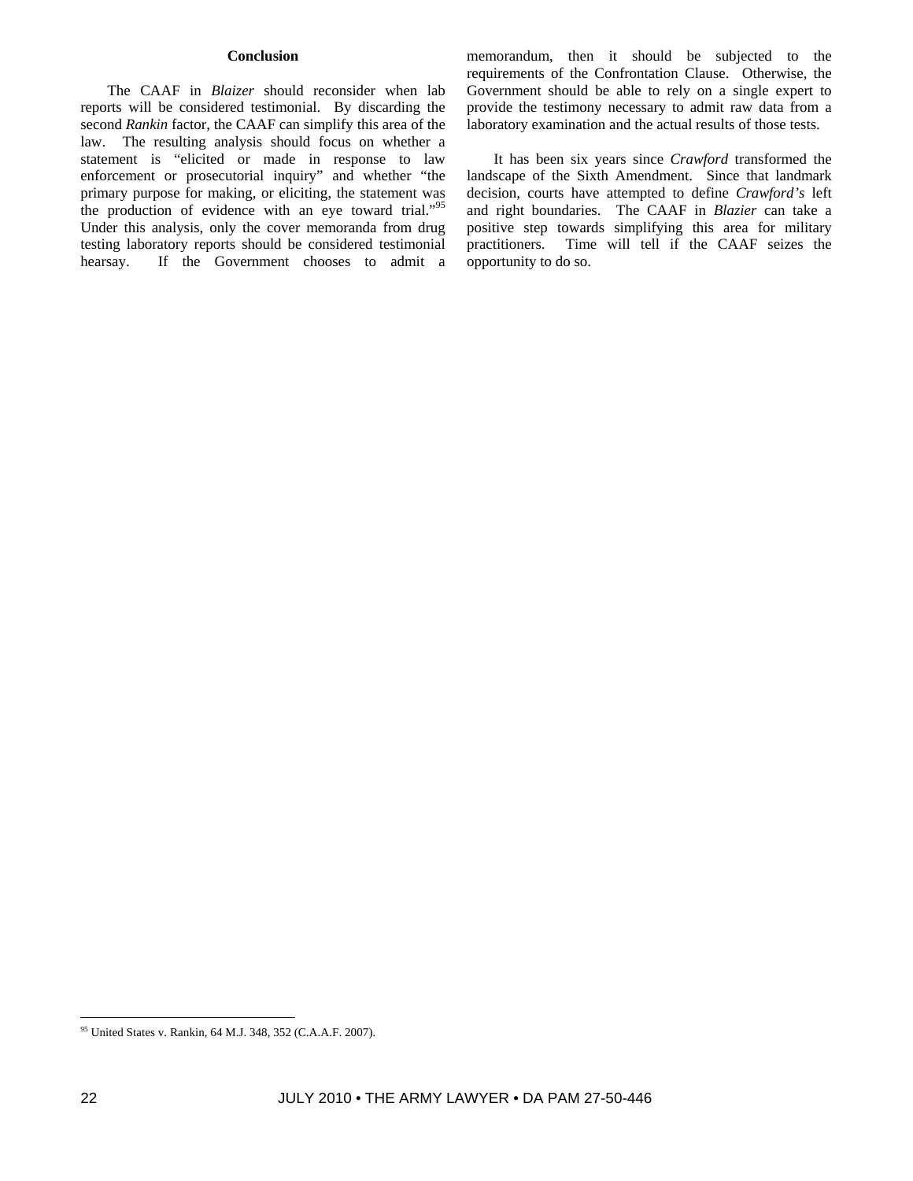## Conclusion

The CAAF in *Blaizer* should reconsider when lab reports will be considered testimonial. By discarding the second *Rankin* factor, the CAAF can simplify this area of the law. The resulting analysis should focus on whether a statement is "elicited or made in response to law enforcement or prosecutorial inquiry" and whether "the primary purpose for making, or eliciting, the statement was the production of evidence with an eye toward trial."[95] Under this analysis, only the cover memoranda from drug testing laboratory reports should be considered testimonial hearsay. If the Government chooses to admit a memorandum, then it should be subjected to the requirements of the Confrontation Clause. Otherwise, the Government should be able to rely on a single expert to provide the testimony necessary to admit raw data from a laboratory examination and the actual results of those tests.

It has been six years since *Crawford* transformed the landscape of the Sixth Amendment. Since that landmark decision, courts have attempted to define *Crawford's* left and right boundaries. The CAAF in *Blazier* can take a positive step towards simplifying this area for military practitioners. Time will tell if the CAAF seizes the opportunity to do so.

---

[95] United States v. Rankin, 64 M.J. 348, 352 (C.A.A.F. 2007).